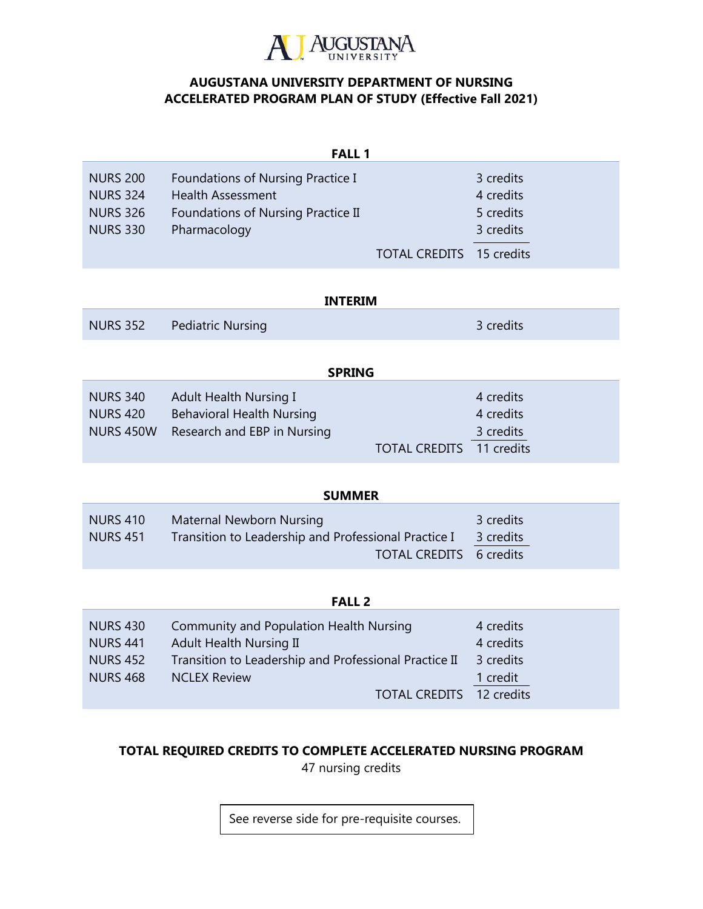# AUGUSTANA UNIVERSITY DEPARTMENT OF NURSING
## ACCELERATED PROGRAM PLAN OF STUDY (Effective Fall 2021)

### FALL 1

| Course | Title | Credits |
|---|---|---|
| NURS 200 | Foundations of Nursing Practice I | 3 credits |
| NURS 324 | Health Assessment | 4 credits |
| NURS 326 | Foundations of Nursing Practice II | 5 credits |
| NURS 330 | Pharmacology | 3 credits |
| | TOTAL CREDITS | 15 credits |

### INTERIM

| Course | Title | Credits |
|---|---|---|
| NURS 352 | Pediatric Nursing | 3 credits |

### SPRING

| Course | Title | Credits |
|---|---|---|
| NURS 340 | Adult Health Nursing I | 4 credits |
| NURS 420 | Behavioral Health Nursing | 4 credits |
| NURS 450W | Research and EBP in Nursing | 3 credits |
| | TOTAL CREDITS | 11 credits |

### SUMMER

| Course | Title | Credits |
|---|---|---|
| NURS 410 | Maternal Newborn Nursing | 3 credits |
| NURS 451 | Transition to Leadership and Professional Practice I | 3 credits |
| | TOTAL CREDITS | 6 credits |

### FALL 2

| Course | Title | Credits |
|---|---|---|
| NURS 430 | Community and Population Health Nursing | 4 credits |
| NURS 441 | Adult Health Nursing II | 4 credits |
| NURS 452 | Transition to Leadership and Professional Practice II | 3 credits |
| NURS 468 | NCLEX Review | 1 credit |
| | TOTAL CREDITS | 12 credits |

**TOTAL REQUIRED CREDITS TO COMPLETE ACCELERATED NURSING PROGRAM**

47 nursing credits

See reverse side for pre-requisite courses.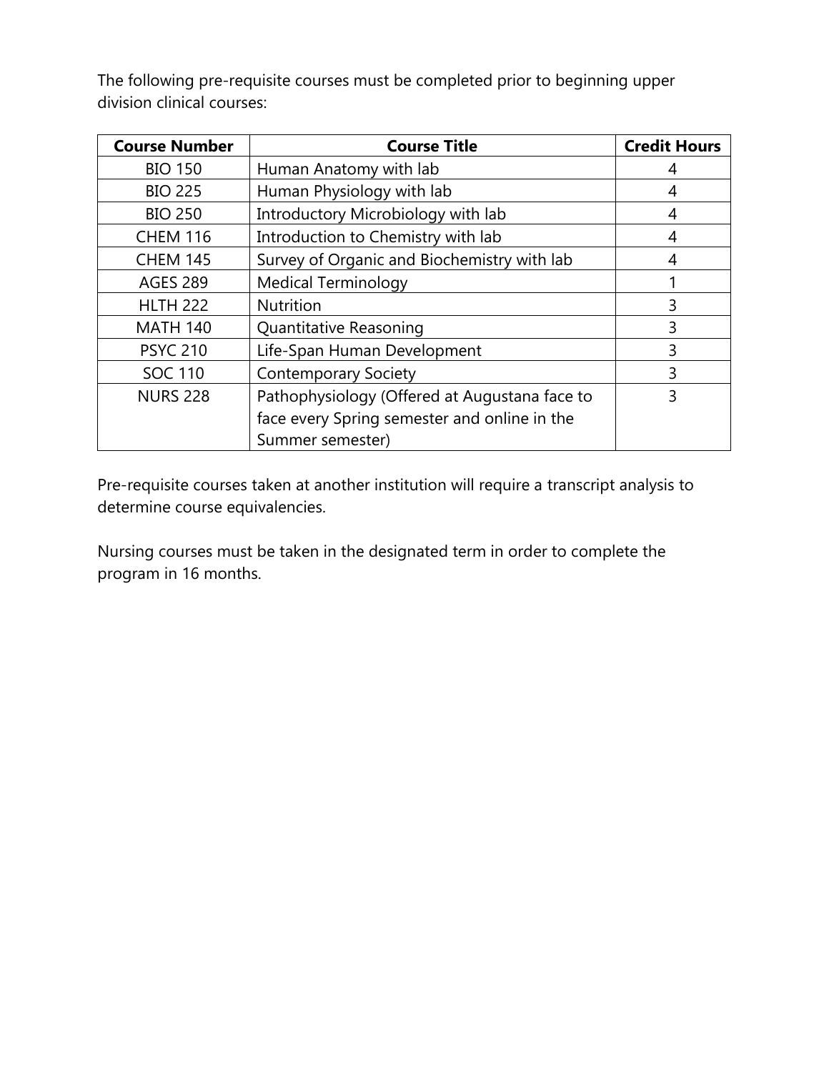The following pre-requisite courses must be completed prior to beginning upper division clinical courses:

| Course Number | Course Title | Credit Hours |
| --- | --- | --- |
| BIO 150 | Human Anatomy with lab | 4 |
| BIO 225 | Human Physiology with lab | 4 |
| BIO 250 | Introductory Microbiology with lab | 4 |
| CHEM 116 | Introduction to Chemistry with lab | 4 |
| CHEM 145 | Survey of Organic and Biochemistry with lab | 4 |
| AGES 289 | Medical Terminology | 1 |
| HLTH 222 | Nutrition | 3 |
| MATH 140 | Quantitative Reasoning | 3 |
| PSYC 210 | Life-Span Human Development | 3 |
| SOC 110 | Contemporary Society | 3 |
| NURS 228 | Pathophysiology (Offered at Augustana face to face every Spring semester and online in the Summer semester) | 3 |

Pre-requisite courses taken at another institution will require a transcript analysis to determine course equivalencies.

Nursing courses must be taken in the designated term in order to complete the program in 16 months.